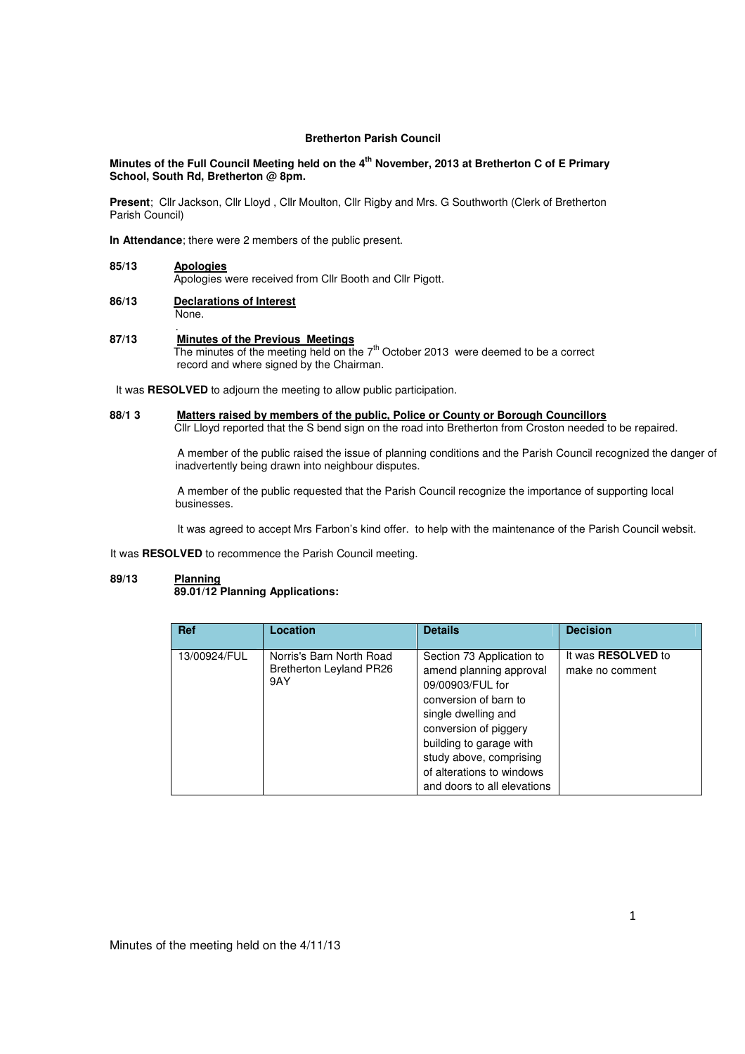**Bretherton Parish Council**

**Minutes of the Full Council Meeting held on the 4th November, 2013 at Bretherton C of E Primary School, South Rd, Bretherton @ 8pm.**

**Present**; Cllr Jackson, Cllr Lloyd , Cllr Moulton, Cllr Rigby and Mrs. G Southworth (Clerk of Bretherton Parish Council)

**In Attendance**; there were 2 members of the public present.

**85/13 Apologies**

Apologies were received from Cllr Booth and Cllr Pigott.

**86/13 Declarations of Interest**

None.

**87/13 Minutes of the Previous Meetings**

The minutes of the meeting held on the 7th October 2013 were deemed to be a correct record and where signed by the Chairman.

It was **RESOLVED** to adjourn the meeting to allow public participation.

**88/1 3 Matters raised by members of the public, Police or County or Borough Councillors**

Cllr Lloyd reported that the S bend sign on the road into Bretherton from Croston needed to be repaired.

A member of the public raised the issue of planning conditions and the Parish Council recognized the danger of inadvertently being drawn into neighbour disputes.

A member of the public requested that the Parish Council recognize the importance of supporting local businesses.

It was agreed to accept Mrs Farbon's kind offer. to help with the maintenance of the Parish Council websit.

It was **RESOLVED** to recommence the Parish Council meeting.

**89/13 Planning**

**89.01/12 Planning Applications:**

| Ref | Location | Details | Decision |
|---|---|---|---|
| 13/00924/FUL | Norris's Barn North Road Bretherton Leyland PR26 9AY | Section 73 Application to amend planning approval 09/00903/FUL for conversion of barn to single dwelling and conversion of piggery building to garage with study above, comprising of alterations to windows and doors to all elevations | It was **RESOLVED** to make no comment |

Minutes of the meeting held on the 4/11/13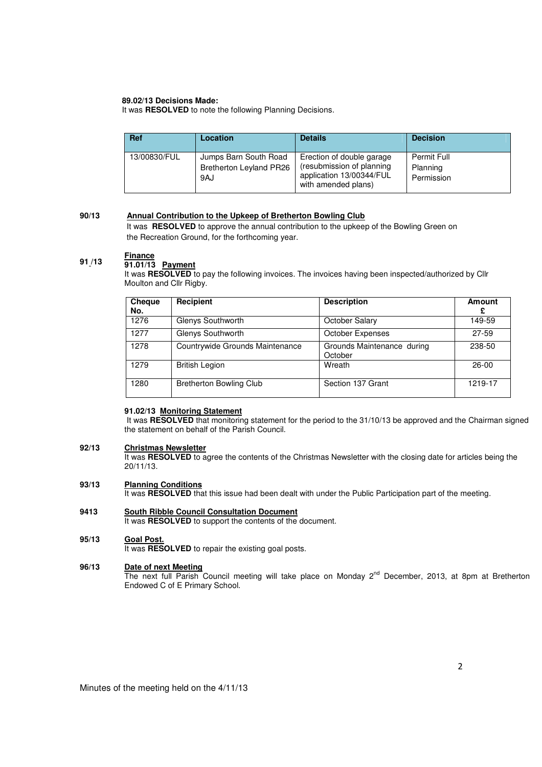**89.02/13 Decisions Made:**
It was **RESOLVED** to note the following Planning Decisions.

| Ref | Location | Details | Decision |
|---|---|---|---|
| 13/00830/FUL | Jumps Barn South Road Bretherton Leyland PR26 9AJ | Erection of double garage (resubmission of planning application 13/00344/FUL with amended plans) | Permit Full Planning Permission |

**90/13 Annual Contribution to the Upkeep of Bretherton Bowling Club**

It was **RESOLVED** to approve the annual contribution to the upkeep of the Bowling Green on the Recreation Ground, for the forthcoming year.

**91 /13 Finance**

**91.01/13 Payment**

It was **RESOLVED** to pay the following invoices. The invoices having been inspected/authorized by Cllr Moulton and Cllr Rigby.

| Cheque No. | Recipient | Description | Amount £ |
|---|---|---|---|
| 1276 | Glenys Southworth | October Salary | 149-59 |
| 1277 | Glenys Southworth | October Expenses | 27-59 |
| 1278 | Countrywide Grounds Maintenance | Grounds Maintenance during October | 238-50 |
| 1279 | British Legion | Wreath | 26-00 |
| 1280 | Bretherton Bowling Club | Section 137 Grant | 1219-17 |

**91.02/13 Monitoring Statement**

It was **RESOLVED** that monitoring statement for the period to the 31/10/13 be approved and the Chairman signed the statement on behalf of the Parish Council.

**92/13 Christmas Newsletter**

It was **RESOLVED** to agree the contents of the Christmas Newsletter with the closing date for articles being the 20/11/13.

**93/13 Planning Conditions**

It was **RESOLVED** that this issue had been dealt with under the Public Participation part of the meeting.

**9413 South Ribble Council Consultation Document**

It was **RESOLVED** to support the contents of the document.

**95/13 Goal Post.**

It was **RESOLVED** to repair the existing goal posts.

**96/13 Date of next Meeting**

The next full Parish Council meeting will take place on Monday 2nd December, 2013, at 8pm at Bretherton Endowed C of E Primary School.

Minutes of the meeting held on the 4/11/13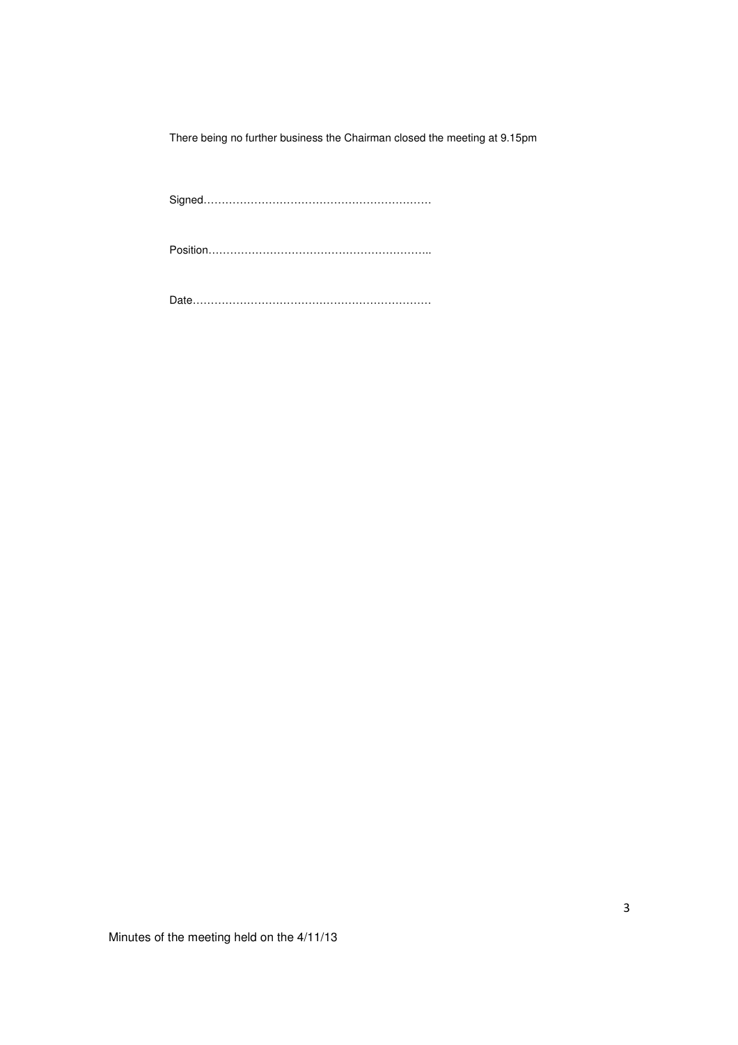There being no further business the Chairman closed the meeting at 9.15pm

Signed………………………………………………………

Position……………………………………………………..

Date…………………………………………………………